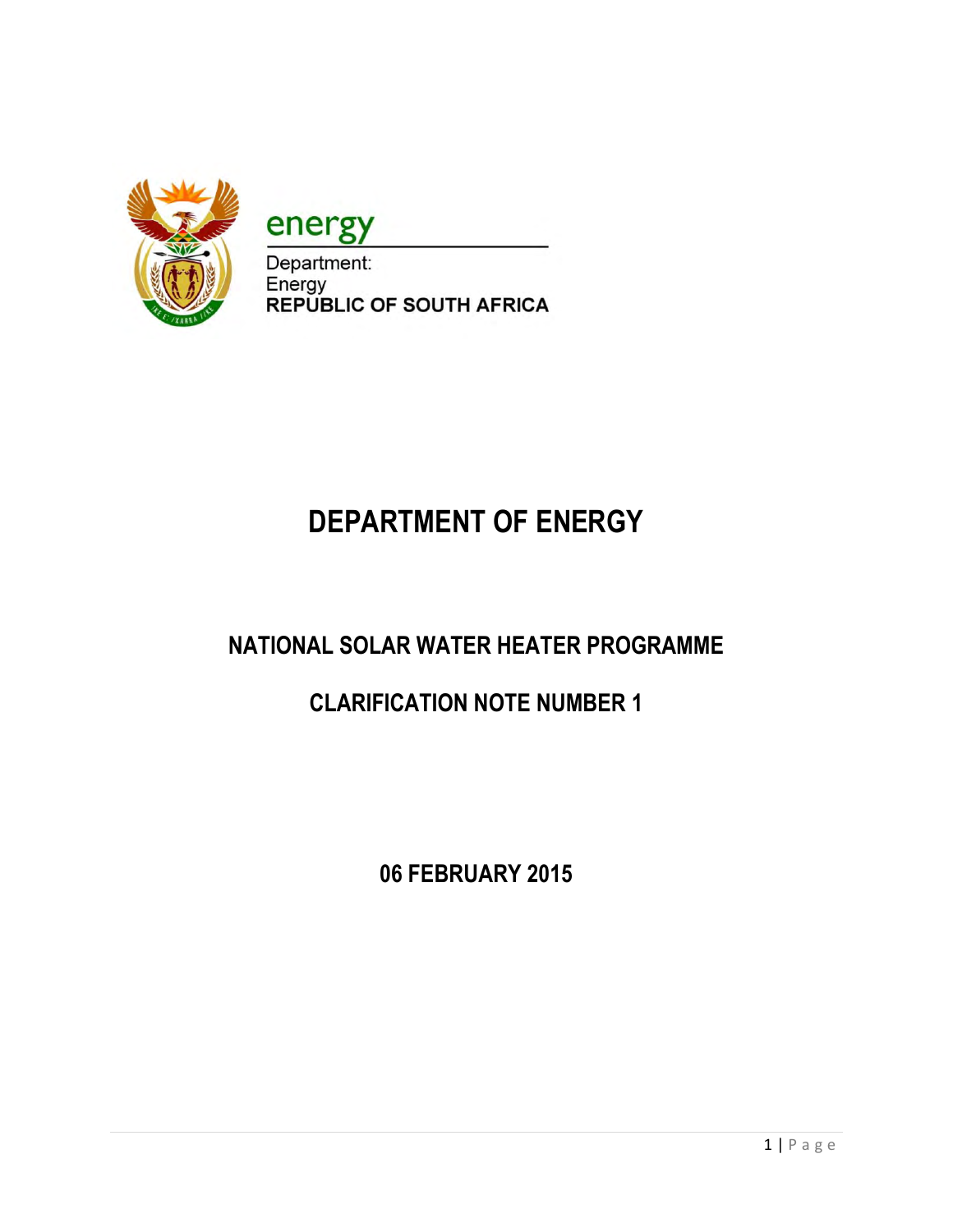energy

Department:
Energy
REPUBLIC OF SOUTH AFRICA

# DEPARTMENT OF ENERGY

## NATIONAL SOLAR WATER HEATER PROGRAMME

## CLARIFICATION NOTE NUMBER 1

**06 FEBRUARY 2015**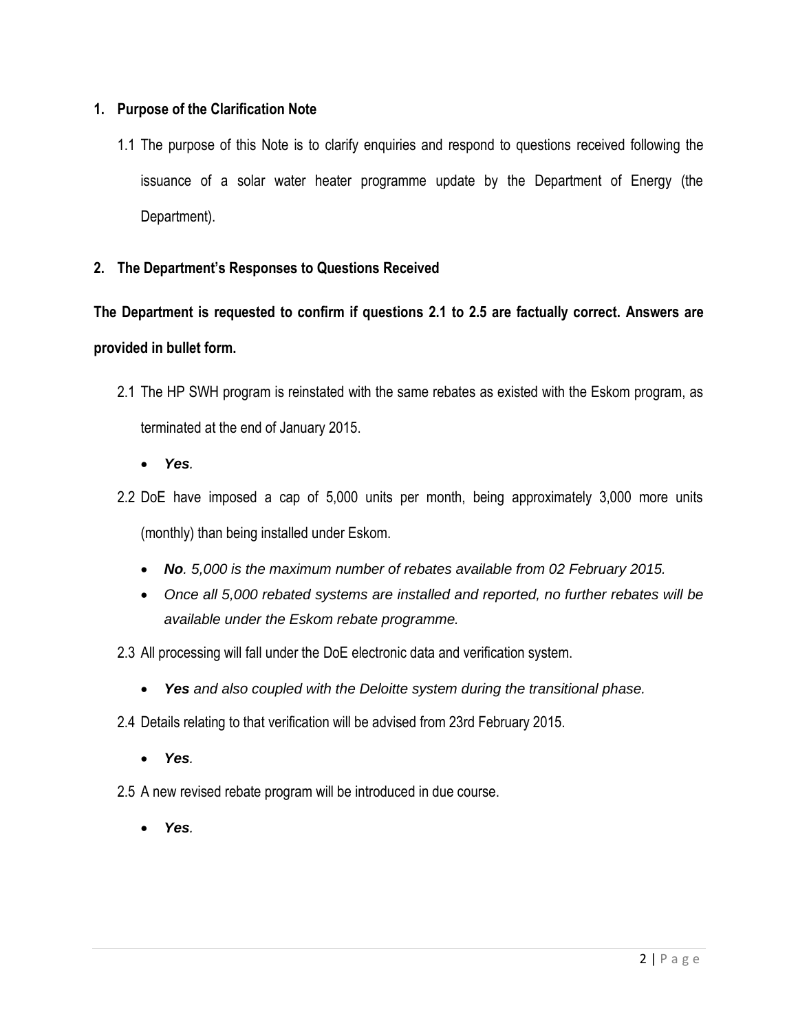## 1. Purpose of the Clarification Note

1.1 The purpose of this Note is to clarify enquiries and respond to questions received following the issuance of a solar water heater programme update by the Department of Energy (the Department).

## 2. The Department's Responses to Questions Received

**The Department is requested to confirm if questions 2.1 to 2.5 are factually correct. Answers are provided in bullet form.**

2.1 The HP SWH program is reinstated with the same rebates as existed with the Eskom program, as terminated at the end of January 2015.

- ***Yes**.*

2.2 DoE have imposed a cap of 5,000 units per month, being approximately 3,000 more units (monthly) than being installed under Eskom.

- ***No**. 5,000 is the maximum number of rebates available from 02 February 2015.*
- *Once all 5,000 rebated systems are installed and reported, no further rebates will be available under the Eskom rebate programme.*

2.3 All processing will fall under the DoE electronic data and verification system.

- ***Yes** and also coupled with the Deloitte system during the transitional phase.*

2.4 Details relating to that verification will be advised from 23rd February 2015.

- ***Yes**.*

2.5 A new revised rebate program will be introduced in due course.

- ***Yes**.*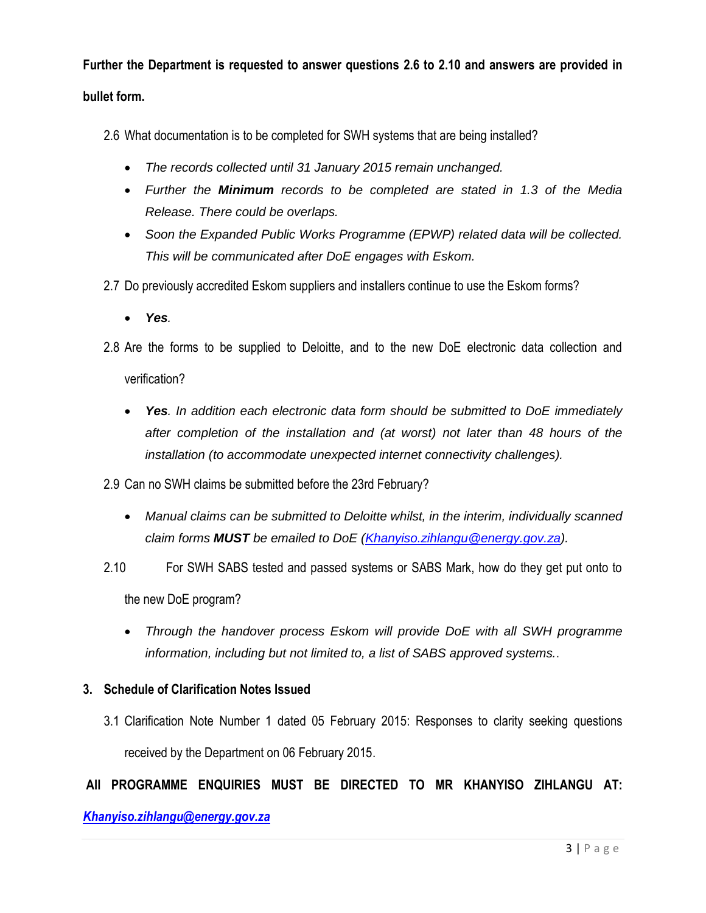**Further the Department is requested to answer questions 2.6 to 2.10 and answers are provided in bullet form.**

2.6 What documentation is to be completed for SWH systems that are being installed?

- *The records collected until 31 January 2015 remain unchanged.*
- *Further the **Minimum** records to be completed are stated in 1.3 of the Media Release. There could be overlaps.*
- *Soon the Expanded Public Works Programme (EPWP) related data will be collected. This will be communicated after DoE engages with Eskom.*

2.7 Do previously accredited Eskom suppliers and installers continue to use the Eskom forms?

- ***Yes**.*

2.8 Are the forms to be supplied to Deloitte, and to the new DoE electronic data collection and verification?

- ***Yes**. In addition each electronic data form should be submitted to DoE immediately after completion of the installation and (at worst) not later than 48 hours of the installation (to accommodate unexpected internet connectivity challenges).*

2.9 Can no SWH claims be submitted before the 23rd February?

- *Manual claims can be submitted to Deloitte whilst, in the interim, individually scanned claim forms **MUST** be emailed to DoE (Khanyiso.zihlangu@energy.gov.za).*

2.10 For SWH SABS tested and passed systems or SABS Mark, how do they get put onto to the new DoE program?

- *Through the handover process Eskom will provide DoE with all SWH programme information, including but not limited to, a list of SABS approved systems..*

## 3. Schedule of Clarification Notes Issued

3.1 Clarification Note Number 1 dated 05 February 2015: Responses to clarity seeking questions received by the Department on 06 February 2015.

**All PROGRAMME ENQUIRIES MUST BE DIRECTED TO MR KHANYISO ZIHLANGU AT:**

***Khanyiso.zihlangu@energy.gov.za***